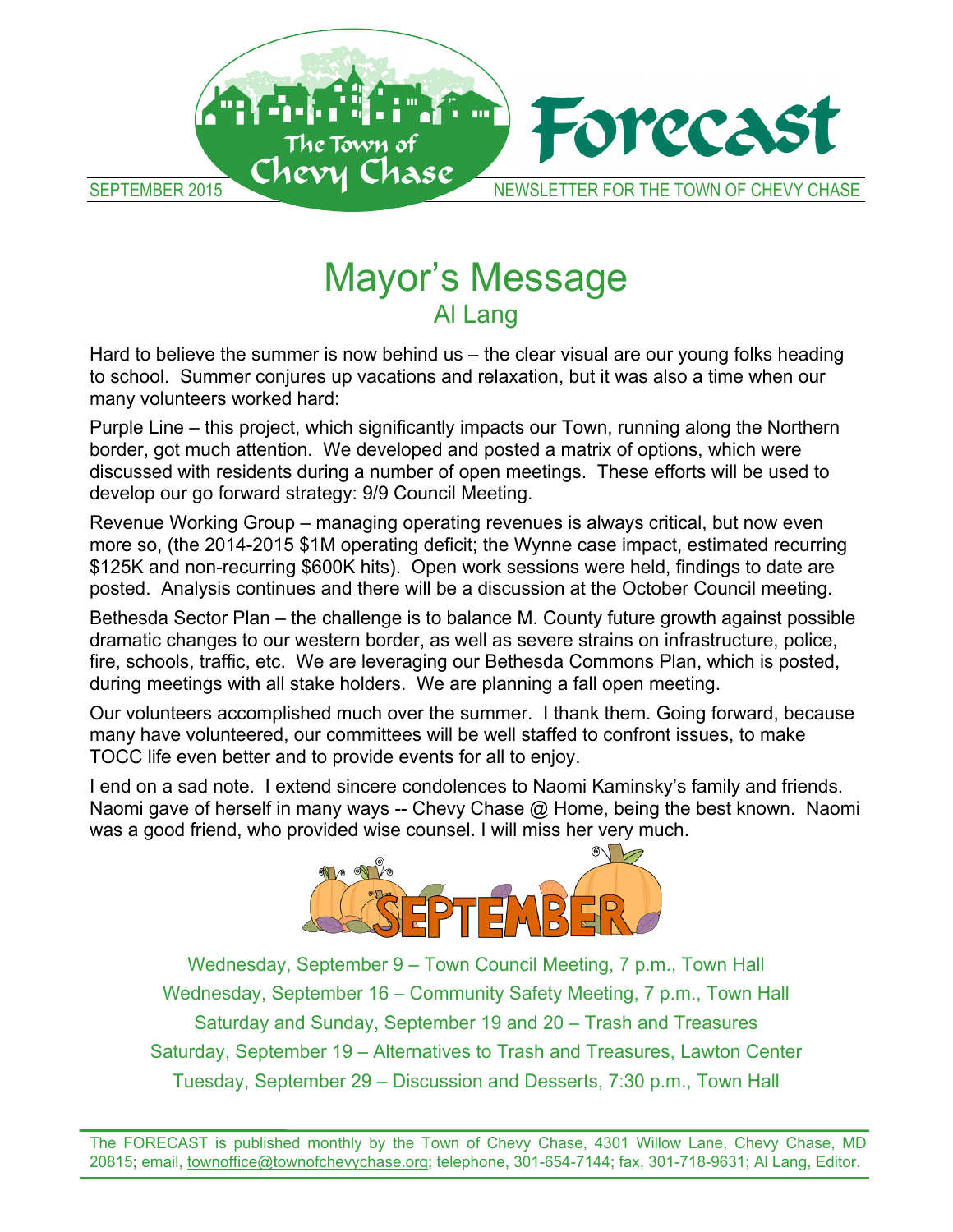SEPTEMBER 2015

# Forecast

NEWSLETTER FOR THE TOWN OF CHEVY CHASE

# Mayor's Message

## Al Lang

Hard to believe the summer is now behind us – the clear visual are our young folks heading to school. Summer conjures up vacations and relaxation, but it was also a time when our many volunteers worked hard:

Purple Line – this project, which significantly impacts our Town, running along the Northern border, got much attention. We developed and posted a matrix of options, which were discussed with residents during a number of open meetings. These efforts will be used to develop our go forward strategy: 9/9 Council Meeting.

Revenue Working Group – managing operating revenues is always critical, but now even more so, (the 2014-2015 $1M operating deficit; the Wynne case impact, estimated recurring $125K and non-recurring $600K hits). Open work sessions were held, findings to date are posted. Analysis continues and there will be a discussion at the October Council meeting.

Bethesda Sector Plan – the challenge is to balance M. County future growth against possible dramatic changes to our western border, as well as severe strains on infrastructure, police, fire, schools, traffic, etc. We are leveraging our Bethesda Commons Plan, which is posted, during meetings with all stake holders. We are planning a fall open meeting.

Our volunteers accomplished much over the summer. I thank them. Going forward, because many have volunteered, our committees will be well staffed to confront issues, to make TOCC life even better and to provide events for all to enjoy.

I end on a sad note. I extend sincere condolences to Naomi Kaminsky's family and friends. Naomi gave of herself in many ways -- Chevy Chase @ Home, being the best known. Naomi was a good friend, who provided wise counsel. I will miss her very much.

## SEPTEMBER

Wednesday, September 9 – Town Council Meeting, 7 p.m., Town Hall

Wednesday, September 16 – Community Safety Meeting, 7 p.m., Town Hall

Saturday and Sunday, September 19 and 20 – Trash and Treasures

Saturday, September 19 – Alternatives to Trash and Treasures, Lawton Center

Tuesday, September 29 – Discussion and Desserts, 7:30 p.m., Town Hall

The FORECAST is published monthly by the Town of Chevy Chase, 4301 Willow Lane, Chevy Chase, MD 20815; email, townoffice@townofchevychase.org; telephone, 301-654-7144; fax, 301-718-9631; Al Lang, Editor.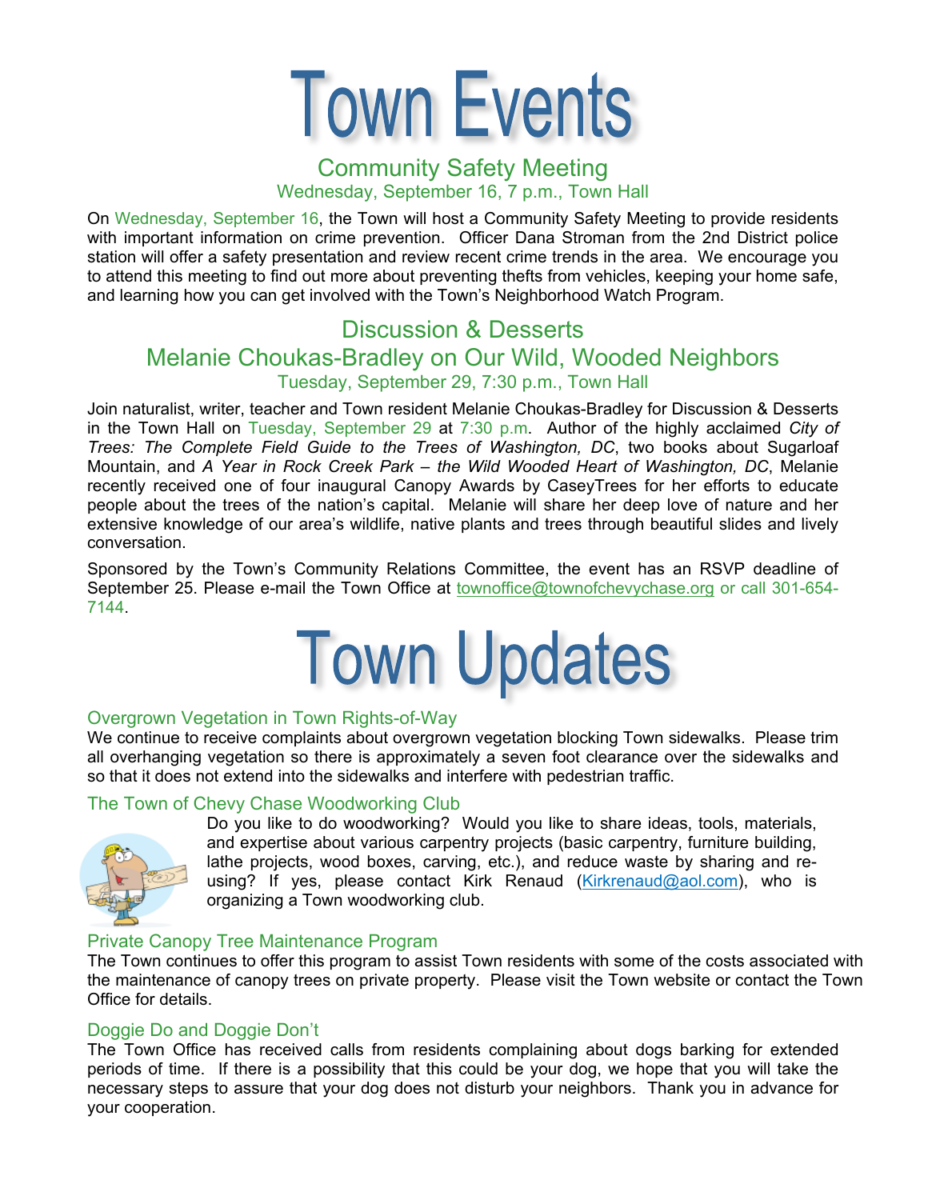# Town Events

## Community Safety Meeting

### Wednesday, September 16, 7 p.m., Town Hall

On Wednesday, September 16, the Town will host a Community Safety Meeting to provide residents with important information on crime prevention. Officer Dana Stroman from the 2nd District police station will offer a safety presentation and review recent crime trends in the area. We encourage you to attend this meeting to find out more about preventing thefts from vehicles, keeping your home safe, and learning how you can get involved with the Town's Neighborhood Watch Program.

## Discussion & Desserts

## Melanie Choukas-Bradley on Our Wild, Wooded Neighbors

### Tuesday, September 29, 7:30 p.m., Town Hall

Join naturalist, writer, teacher and Town resident Melanie Choukas-Bradley for Discussion & Desserts in the Town Hall on Tuesday, September 29 at 7:30 p.m. Author of the highly acclaimed *City of Trees: The Complete Field Guide to the Trees of Washington, DC*, two books about Sugarloaf Mountain, and *A Year in Rock Creek Park – the Wild Wooded Heart of Washington, DC*, Melanie recently received one of four inaugural Canopy Awards by CaseyTrees for her efforts to educate people about the trees of the nation's capital. Melanie will share her deep love of nature and her extensive knowledge of our area's wildlife, native plants and trees through beautiful slides and lively conversation.

Sponsored by the Town's Community Relations Committee, the event has an RSVP deadline of September 25. Please e-mail the Town Office at townoffice@townofchevychase.org or call 301-654-7144.

# Town Updates

### Overgrown Vegetation in Town Rights-of-Way

We continue to receive complaints about overgrown vegetation blocking Town sidewalks. Please trim all overhanging vegetation so there is approximately a seven foot clearance over the sidewalks and so that it does not extend into the sidewalks and interfere with pedestrian traffic.

### The Town of Chevy Chase Woodworking Club

Do you like to do woodworking? Would you like to share ideas, tools, materials, and expertise about various carpentry projects (basic carpentry, furniture building, lathe projects, wood boxes, carving, etc.), and reduce waste by sharing and re-using? If yes, please contact Kirk Renaud (Kirkrenaud@aol.com), who is organizing a Town woodworking club.

### Private Canopy Tree Maintenance Program

The Town continues to offer this program to assist Town residents with some of the costs associated with the maintenance of canopy trees on private property. Please visit the Town website or contact the Town Office for details.

### Doggie Do and Doggie Don't

The Town Office has received calls from residents complaining about dogs barking for extended periods of time. If there is a possibility that this could be your dog, we hope that you will take the necessary steps to assure that your dog does not disturb your neighbors. Thank you in advance for your cooperation.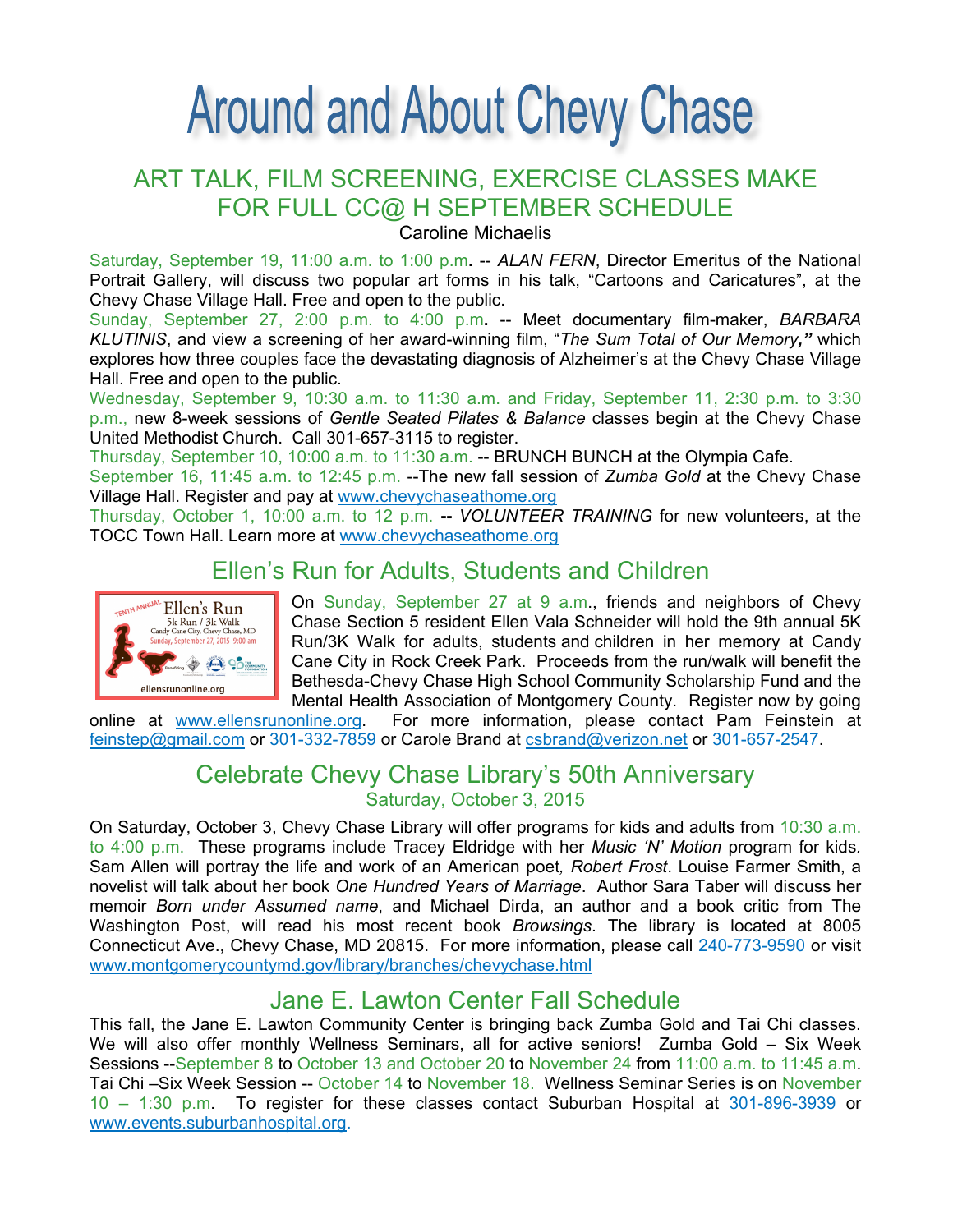# Around and About Chevy Chase

## ART TALK, FILM SCREENING, EXERCISE CLASSES MAKE FOR FULL CC@ H SEPTEMBER SCHEDULE

Caroline Michaelis

Saturday, September 19, 11:00 a.m. to 1:00 p.m**.** -- *ALAN FERN*, Director Emeritus of the National Portrait Gallery, will discuss two popular art forms in his talk, "Cartoons and Caricatures", at the Chevy Chase Village Hall. Free and open to the public.

Sunday, September 27, 2:00 p.m. to 4:00 p.m**.** -- Meet documentary film-maker, *BARBARA KLUTINIS*, and view a screening of her award-winning film, "*The Sum Total of Our Memory,"* which explores how three couples face the devastating diagnosis of Alzheimer's at the Chevy Chase Village Hall. Free and open to the public.

Wednesday, September 9, 10:30 a.m. to 11:30 a.m. and Friday, September 11, 2:30 p.m. to 3:30 p.m., new 8-week sessions of *Gentle Seated Pilates & Balance* classes begin at the Chevy Chase United Methodist Church. Call 301-657-3115 to register.

Thursday, September 10, 10:00 a.m. to 11:30 a.m. -- BRUNCH BUNCH at the Olympia Cafe.

September 16, 11:45 a.m. to 12:45 p.m. --The new fall session of *Zumba Gold* at the Chevy Chase Village Hall. Register and pay at www.chevychaseathome.org

Thursday, October 1, 10:00 a.m. to 12 p.m. **--** *VOLUNTEER TRAINING* for new volunteers, at the TOCC Town Hall. Learn more at www.chevychaseathome.org

## Ellen's Run for Adults, Students and Children

On Sunday, September 27 at 9 a.m., friends and neighbors of Chevy Chase Section 5 resident Ellen Vala Schneider will hold the 9th annual 5K Run/3K Walk for adults, students and children in her memory at Candy Cane City in Rock Creek Park. Proceeds from the run/walk will benefit the Bethesda-Chevy Chase High School Community Scholarship Fund and the Mental Health Association of Montgomery County. Register now by going online at www.ellensrunonline.org. For more information, please contact Pam Feinstein at feinstep@gmail.com or 301-332-7859 or Carole Brand at csbrand@verizon.net or 301-657-2547.

## Celebrate Chevy Chase Library's 50th Anniversary

Saturday, October 3, 2015

On Saturday, October 3, Chevy Chase Library will offer programs for kids and adults from 10:30 a.m. to 4:00 p.m. These programs include Tracey Eldridge with her *Music 'N' Motion* program for kids. Sam Allen will portray the life and work of an American poet*, Robert Frost*. Louise Farmer Smith, a novelist will talk about her book *One Hundred Years of Marriage*. Author Sara Taber will discuss her memoir *Born under Assumed name*, and Michael Dirda, an author and a book critic from The Washington Post, will read his most recent book *Browsings*. The library is located at 8005 Connecticut Ave., Chevy Chase, MD 20815. For more information, please call 240-773-9590 or visit www.montgomerycountymd.gov/library/branches/chevychase.html

## Jane E. Lawton Center Fall Schedule

This fall, the Jane E. Lawton Community Center is bringing back Zumba Gold and Tai Chi classes. We will also offer monthly Wellness Seminars, all for active seniors! Zumba Gold – Six Week Sessions --September 8 to October 13 and October 20 to November 24 from 11:00 a.m. to 11:45 a.m. Tai Chi –Six Week Session -- October 14 to November 18. Wellness Seminar Series is on November 10 – 1:30 p.m. To register for these classes contact Suburban Hospital at 301-896-3939 or www.events.suburbanhospital.org.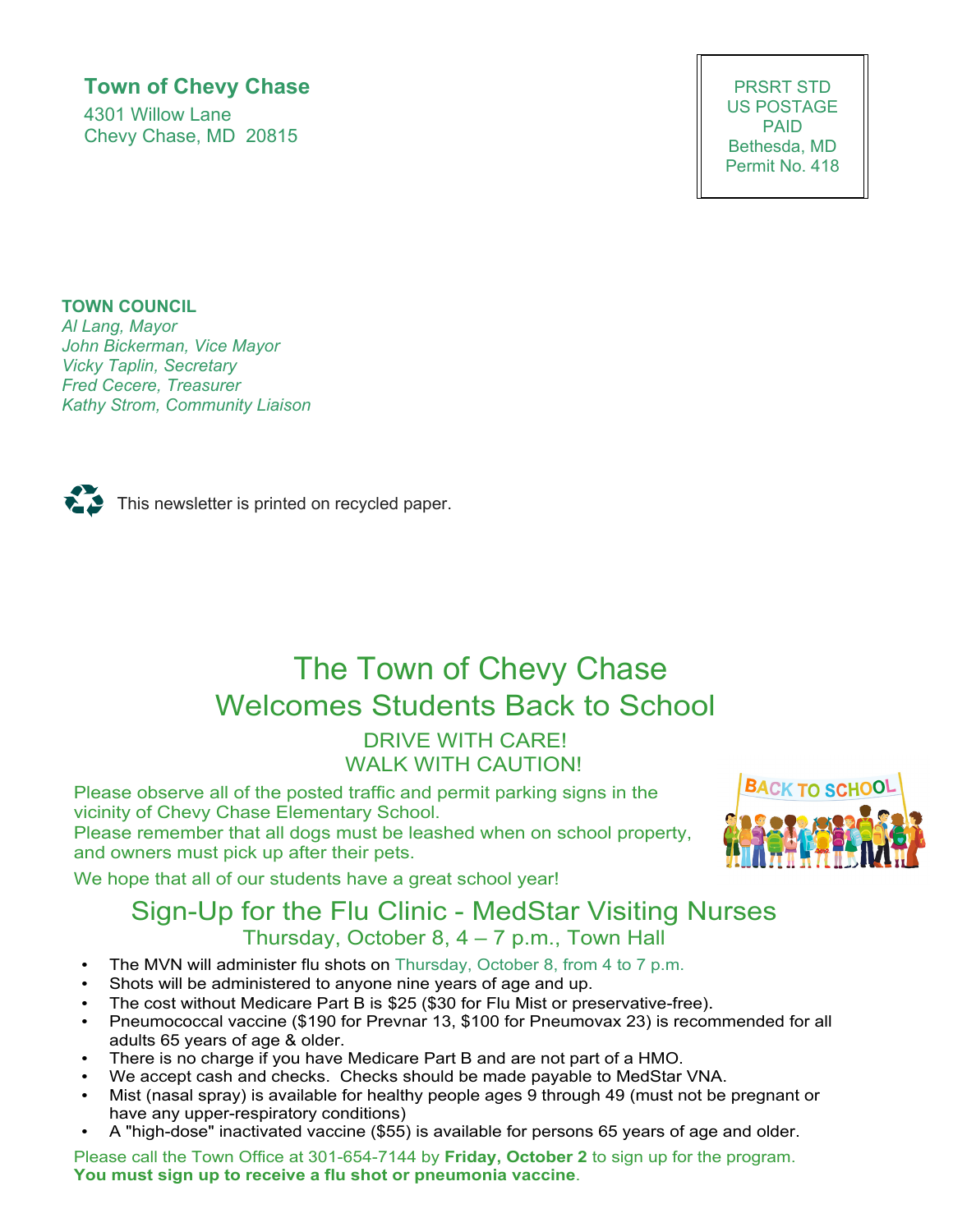**Town of Chevy Chase**

4301 Willow Lane
Chevy Chase, MD 20815

PRSRT STD
US POSTAGE
PAID
Bethesda, MD
Permit No. 418

**TOWN COUNCIL**

*Al Lang, Mayor*
*John Bickerman, Vice Mayor*
*Vicky Taplin, Secretary*
*Fred Cecere, Treasurer*
*Kathy Strom, Community Liaison*

This newsletter is printed on recycled paper.

# The Town of Chevy Chase Welcomes Students Back to School

DRIVE WITH CARE!
WALK WITH CAUTION!

Please observe all of the posted traffic and permit parking signs in the vicinity of Chevy Chase Elementary School.
Please remember that all dogs must be leashed when on school property, and owners must pick up after their pets.

We hope that all of our students have a great school year!

## Sign-Up for the Flu Clinic - MedStar Visiting Nurses

Thursday, October 8, 4 – 7 p.m., Town Hall

- The MVN will administer flu shots on Thursday, October 8, from 4 to 7 p.m.
- Shots will be administered to anyone nine years of age and up.
- The cost without Medicare Part B is $25 ($30 for Flu Mist or preservative-free).
- Pneumococcal vaccine ($190 for Prevnar 13, $100 for Pneumovax 23) is recommended for all adults 65 years of age & older.
- There is no charge if you have Medicare Part B and are not part of a HMO.
- We accept cash and checks. Checks should be made payable to MedStar VNA.
- Mist (nasal spray) is available for healthy people ages 9 through 49 (must not be pregnant or have any upper-respiratory conditions)
- A "high-dose" inactivated vaccine ($55) is available for persons 65 years of age and older.

Please call the Town Office at 301-654-7144 by **Friday, October 2** to sign up for the program.
**You must sign up to receive a flu shot or pneumonia vaccine**.